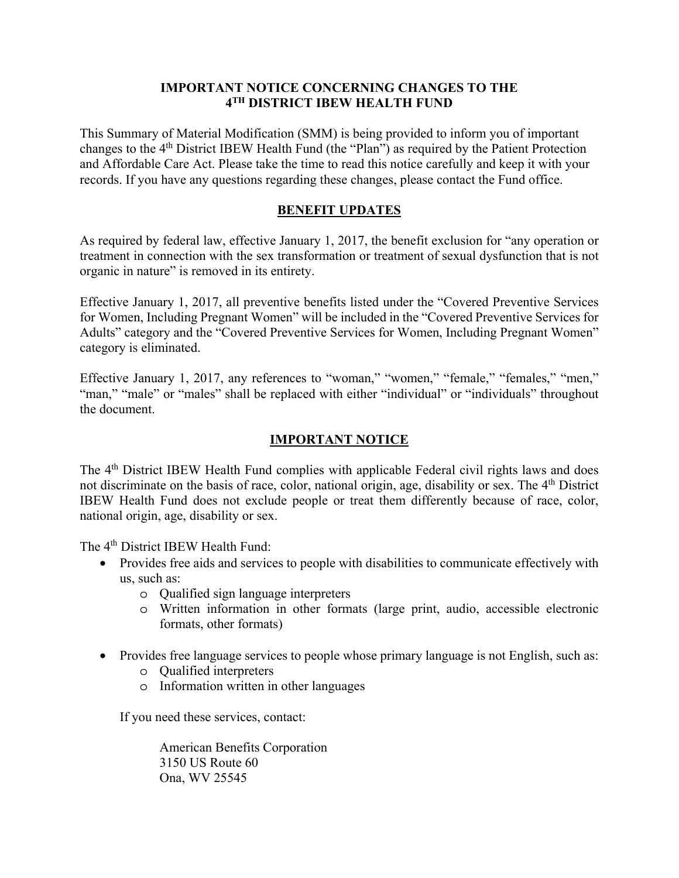**IMPORTANT NOTICE CONCERNING CHANGES TO THE 4TH DISTRICT IBEW HEALTH FUND**

This Summary of Material Modification (SMM) is being provided to inform you of important changes to the 4th District IBEW Health Fund (the "Plan") as required by the Patient Protection and Affordable Care Act. Please take the time to read this notice carefully and keep it with your records. If you have any questions regarding these changes, please contact the Fund office.

## BENEFIT UPDATES

As required by federal law, effective January 1, 2017, the benefit exclusion for "any operation or treatment in connection with the sex transformation or treatment of sexual dysfunction that is not organic in nature" is removed in its entirety.

Effective January 1, 2017, all preventive benefits listed under the "Covered Preventive Services for Women, Including Pregnant Women" will be included in the "Covered Preventive Services for Adults" category and the "Covered Preventive Services for Women, Including Pregnant Women" category is eliminated.

Effective January 1, 2017, any references to "woman," "women," "female," "females," "men," "man," "male" or "males" shall be replaced with either "individual" or "individuals" throughout the document.

## IMPORTANT NOTICE

The 4th District IBEW Health Fund complies with applicable Federal civil rights laws and does not discriminate on the basis of race, color, national origin, age, disability or sex. The 4th District IBEW Health Fund does not exclude people or treat them differently because of race, color, national origin, age, disability or sex.

The 4th District IBEW Health Fund:

- Provides free aids and services to people with disabilities to communicate effectively with us, such as:
  - Qualified sign language interpreters
  - Written information in other formats (large print, audio, accessible electronic formats, other formats)
- Provides free language services to people whose primary language is not English, such as:
  - Qualified interpreters
  - Information written in other languages

If you need these services, contact:

American Benefits Corporation
3150 US Route 60
Ona, WV 25545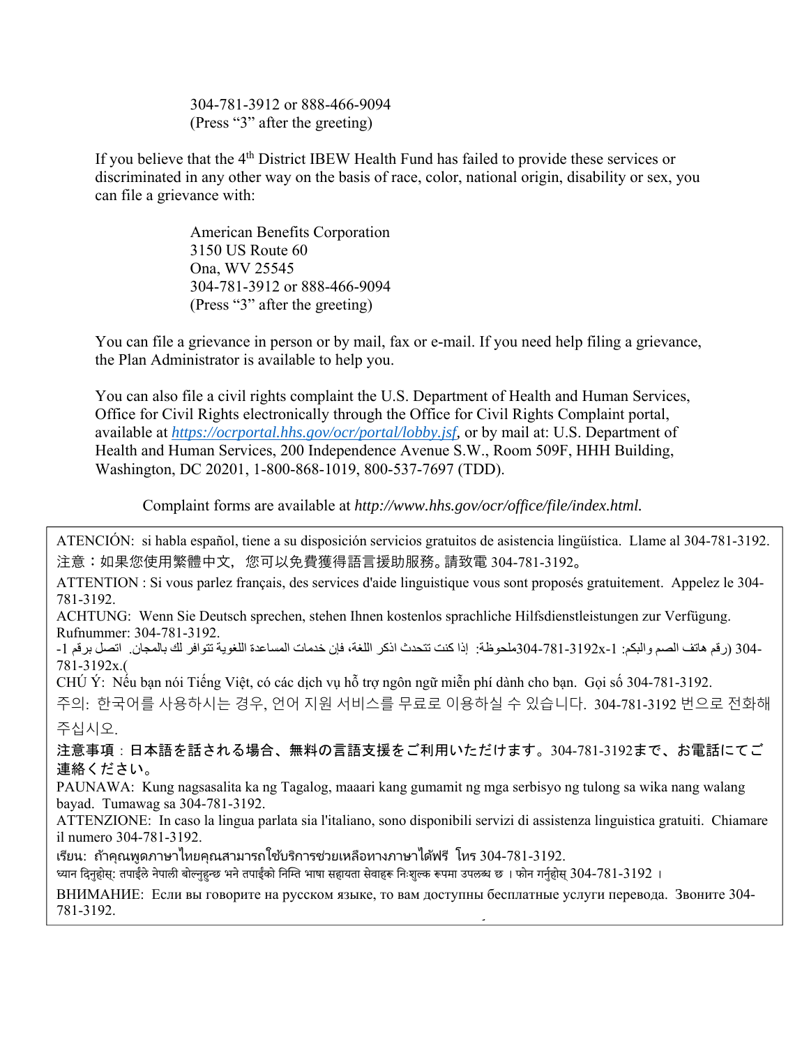304-781-3912 or 888-466-9094
(Press “3” after the greeting)

If you believe that the 4th District IBEW Health Fund has failed to provide these services or discriminated in any other way on the basis of race, color, national origin, disability or sex, you can file a grievance with:

American Benefits Corporation
3150 US Route 60
Ona, WV 25545
304-781-3912 or 888-466-9094
(Press “3” after the greeting)

You can file a grievance in person or by mail, fax or e-mail. If you need help filing a grievance, the Plan Administrator is available to help you.

You can also file a civil rights complaint the U.S. Department of Health and Human Services, Office for Civil Rights electronically through the Office for Civil Rights Complaint portal, available at *https://ocrportal.hhs.gov/ocr/portal/lobby.jsf*, or by mail at: U.S. Department of Health and Human Services, 200 Independence Avenue S.W., Room 509F, HHH Building, Washington, DC 20201, 1-800-868-1019, 800-537-7697 (TDD).

Complaint forms are available at *http://www.hhs.gov/ocr/office/file/index.html.*

ATENCIÓN: si habla español, tiene a su disposición servicios gratuitos de asistencia lingüística. Llame al 304-781-3192.

注意：如果您使用繁體中文，您可以免費獲得語言援助服務。請致電 304-781-3192。

ATTENTION : Si vous parlez français, des services d'aide linguistique vous sont proposés gratuitement. Appelez le 304-781-3192.

ACHTUNG: Wenn Sie Deutsch sprechen, stehen Ihnen kostenlos sprachliche Hilfsdienstleistungen zur Verfügung. Rufnummer: 304-781-3192.

ملحوظة: إذا كنت تتحدث اذكر اللغة، فإن خدمات المساعدة اللغوية تتوافر لك بالمجان. اتصل برقم 1-304-781-3192x (رقم هاتف الصم والبكم: 1-304-781-3192x).

CHÚ Ý: Nếu bạn nói Tiếng Việt, có các dịch vụ hỗ trợ ngôn ngữ miễn phí dành cho bạn. Gọi số 304-781-3192.

주의: 한국어를 사용하시는 경우, 언어 지원 서비스를 무료로 이용하실 수 있습니다. 304-781-3192 번으로 전화해 주십시오.

注意事項：日本語を話される場合、無料の言語支援をご利用いただけます。304-781-3192まで、お電話にてご連絡ください。

PAUNAWA: Kung nagsasalita ka ng Tagalog, maaari kang gumamit ng mga serbisyo ng tulong sa wika nang walang bayad. Tumawag sa 304-781-3192.

ATTENZIONE: In caso la lingua parlata sia l'italiano, sono disponibili servizi di assistenza linguistica gratuiti. Chiamare il numero 304-781-3192.

เรียน: ถ้าคุณพูดภาษาไทยคุณสามารถใช้บริการช่วยเหลือทางภาษาได้ฟรี โทร 304-781-3192.

ध्यान दिनुहोस्: तपाईंले नेपाली बोल्नुहुन्छ भने तपाईंको निम्ति भाषा सहायता सेवाहरू निःशुल्क रूपमा उपलब्ध छ । फोन गर्नुहोस् 304-781-3192 ।

ВНИМАНИЕ: Если вы говорите на русском языке, то вам доступны бесплатные услуги перевода. Звоните 304-781-3192.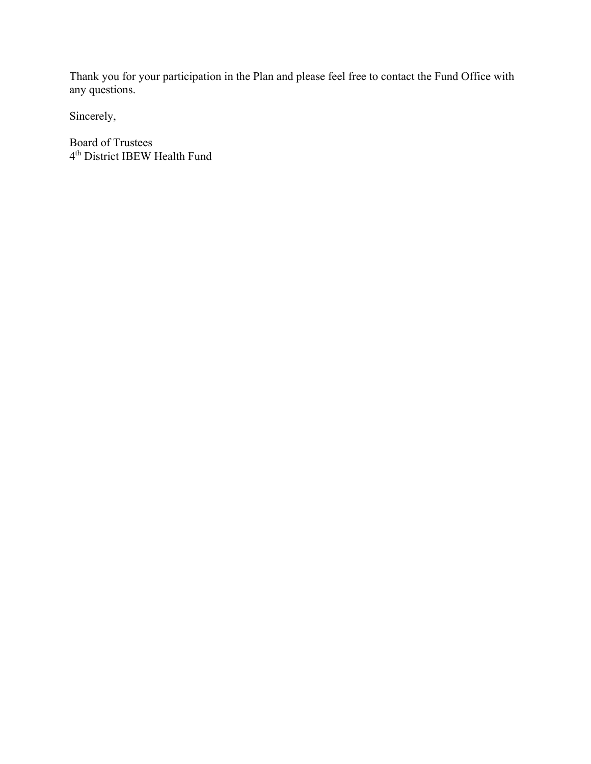Thank you for your participation in the Plan and please feel free to contact the Fund Office with any questions.

Sincerely,

Board of Trustees
4th District IBEW Health Fund